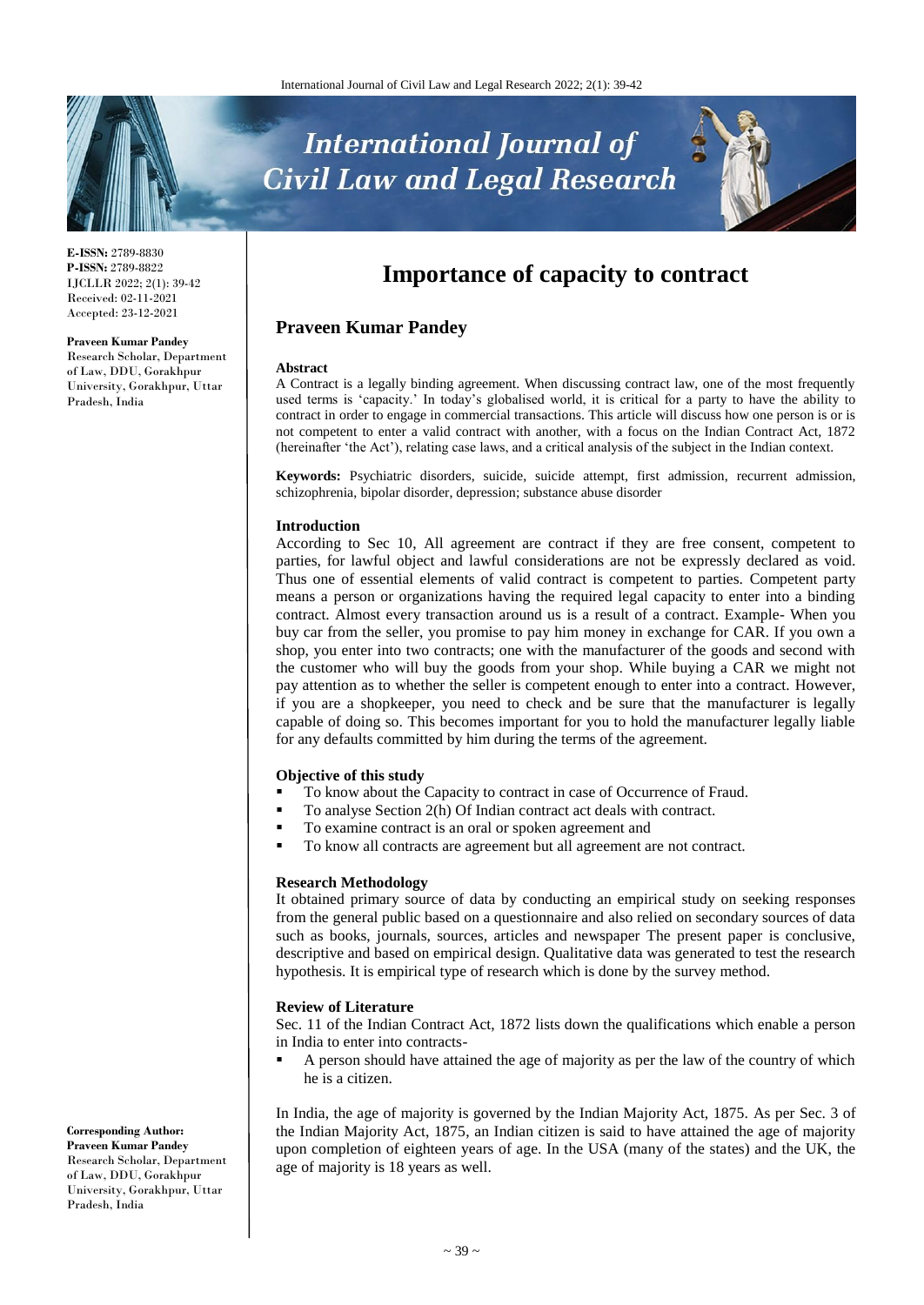**E-ISSN:** 2789-8830
**P-ISSN:** 2789-8822
IJCLLR 2022; 2(1): 39-42
Received: 02-11-2021
Accepted: 23-12-2021

**Praveen Kumar Pandey**
Research Scholar, Department of Law, DDU, Gorakhpur University, Gorakhpur, Uttar Pradesh, India

**Corresponding Author:**
**Praveen Kumar Pandey**
Research Scholar, Department of Law, DDU, Gorakhpur University, Gorakhpur, Uttar Pradesh, India

# Importance of capacity to contract

## Praveen Kumar Pandey

### Abstract

A Contract is a legally binding agreement. When discussing contract law, one of the most frequently used terms is 'capacity.' In today's globalised world, it is critical for a party to have the ability to contract in order to engage in commercial transactions. This article will discuss how one person is or is not competent to enter a valid contract with another, with a focus on the Indian Contract Act, 1872 (hereinafter 'the Act'), relating case laws, and a critical analysis of the subject in the Indian context.

**Keywords:** Psychiatric disorders, suicide, suicide attempt, first admission, recurrent admission, schizophrenia, bipolar disorder, depression; substance abuse disorder

### Introduction

According to Sec 10, All agreement are contract if they are free consent, competent to parties, for lawful object and lawful considerations are not be expressly declared as void. Thus one of essential elements of valid contract is competent to parties. Competent party means a person or organizations having the required legal capacity to enter into a binding contract. Almost every transaction around us is a result of a contract. Example- When you buy car from the seller, you promise to pay him money in exchange for CAR. If you own a shop, you enter into two contracts; one with the manufacturer of the goods and second with the customer who will buy the goods from your shop. While buying a CAR we might not pay attention as to whether the seller is competent enough to enter into a contract. However, if you are a shopkeeper, you need to check and be sure that the manufacturer is legally capable of doing so. This becomes important for you to hold the manufacturer legally liable for any defaults committed by him during the terms of the agreement.

### Objective of this study

- To know about the Capacity to contract in case of Occurrence of Fraud.
- To analyse Section 2(h) Of Indian contract act deals with contract.
- To examine contract is an oral or spoken agreement and
- To know all contracts are agreement but all agreement are not contract.

### Research Methodology

It obtained primary source of data by conducting an empirical study on seeking responses from the general public based on a questionnaire and also relied on secondary sources of data such as books, journals, sources, articles and newspaper The present paper is conclusive, descriptive and based on empirical design. Qualitative data was generated to test the research hypothesis. It is empirical type of research which is done by the survey method.

### Review of Literature

Sec. 11 of the Indian Contract Act, 1872 lists down the qualifications which enable a person in India to enter into contracts-

- A person should have attained the age of majority as per the law of the country of which he is a citizen.

In India, the age of majority is governed by the Indian Majority Act, 1875. As per Sec. 3 of the Indian Majority Act, 1875, an Indian citizen is said to have attained the age of majority upon completion of eighteen years of age. In the USA (many of the states) and the UK, the age of majority is 18 years as well.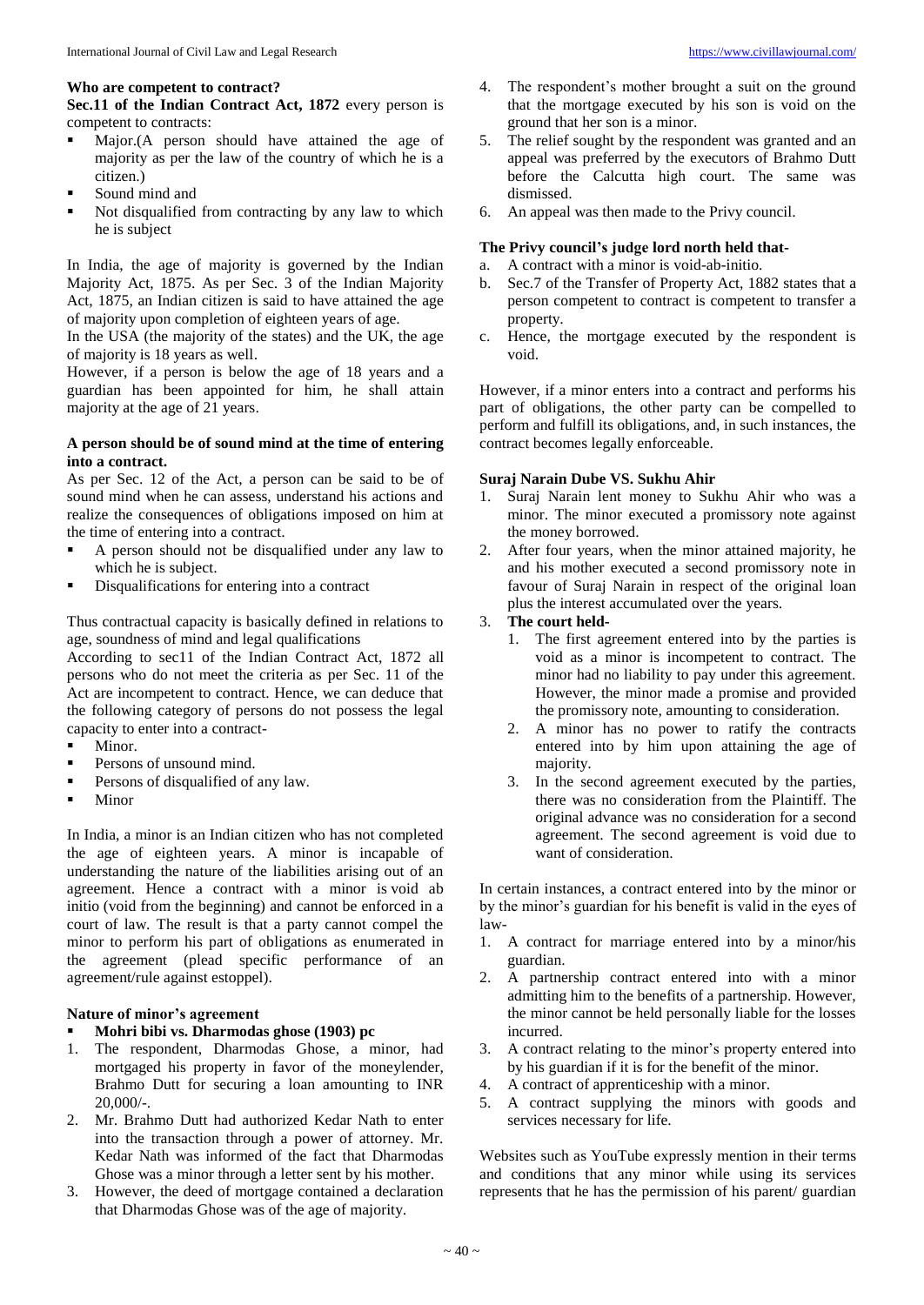**Who are competent to contract?**

**Sec.11 of the Indian Contract Act, 1872** every person is competent to contracts:

- Major.(A person should have attained the age of majority as per the law of the country of which he is a citizen.)
- Sound mind and
- Not disqualified from contracting by any law to which he is subject

In India, the age of majority is governed by the Indian Majority Act, 1875. As per Sec. 3 of the Indian Majority Act, 1875, an Indian citizen is said to have attained the age of majority upon completion of eighteen years of age.

In the USA (the majority of the states) and the UK, the age of majority is 18 years as well.

However, if a person is below the age of 18 years and a guardian has been appointed for him, he shall attain majority at the age of 21 years.

**A person should be of sound mind at the time of entering into a contract.**

As per Sec. 12 of the Act, a person can be said to be of sound mind when he can assess, understand his actions and realize the consequences of obligations imposed on him at the time of entering into a contract.

- A person should not be disqualified under any law to which he is subject.
- Disqualifications for entering into a contract

Thus contractual capacity is basically defined in relations to age, soundness of mind and legal qualifications

According to sec11 of the Indian Contract Act, 1872 all persons who do not meet the criteria as per Sec. 11 of the Act are incompetent to contract. Hence, we can deduce that the following category of persons do not possess the legal capacity to enter into a contract-

- Minor.
- Persons of unsound mind.
- Persons of disqualified of any law.
- Minor

In India, a minor is an Indian citizen who has not completed the age of eighteen years. A minor is incapable of understanding the nature of the liabilities arising out of an agreement. Hence a contract with a minor is void ab initio (void from the beginning) and cannot be enforced in a court of law. The result is that a party cannot compel the minor to perform his part of obligations as enumerated in the agreement (plead specific performance of an agreement/rule against estoppel).

**Nature of minor's agreement**

- **Mohri bibi vs. Dharmodas ghose (1903) pc**

1. The respondent, Dharmodas Ghose, a minor, had mortgaged his property in favor of the moneylender, Brahmo Dutt for securing a loan amounting to INR 20,000/-.
2. Mr. Brahmo Dutt had authorized Kedar Nath to enter into the transaction through a power of attorney. Mr. Kedar Nath was informed of the fact that Dharmodas Ghose was a minor through a letter sent by his mother.
3. However, the deed of mortgage contained a declaration that Dharmodas Ghose was of the age of majority.
4. The respondent's mother brought a suit on the ground that the mortgage executed by his son is void on the ground that her son is a minor.
5. The relief sought by the respondent was granted and an appeal was preferred by the executors of Brahmo Dutt before the Calcutta high court. The same was dismissed.
6. An appeal was then made to the Privy council.

**The Privy council's judge lord north held that-**

a. A contract with a minor is void-ab-initio.
b. Sec.7 of the Transfer of Property Act, 1882 states that a person competent to contract is competent to transfer a property.
c. Hence, the mortgage executed by the respondent is void.

However, if a minor enters into a contract and performs his part of obligations, the other party can be compelled to perform and fulfill its obligations, and, in such instances, the contract becomes legally enforceable.

**Suraj Narain Dube VS. Sukhu Ahir**

1. Suraj Narain lent money to Sukhu Ahir who was a minor. The minor executed a promissory note against the money borrowed.
2. After four years, when the minor attained majority, he and his mother executed a second promissory note in favour of Suraj Narain in respect of the original loan plus the interest accumulated over the years.
3. **The court held-**
   1. The first agreement entered into by the parties is void as a minor is incompetent to contract. The minor had no liability to pay under this agreement. However, the minor made a promise and provided the promissory note, amounting to consideration.
   2. A minor has no power to ratify the contracts entered into by him upon attaining the age of majority.
   3. In the second agreement executed by the parties, there was no consideration from the Plaintiff. The original advance was no consideration for a second agreement. The second agreement is void due to want of consideration.

In certain instances, a contract entered into by the minor or by the minor's guardian for his benefit is valid in the eyes of law-

1. A contract for marriage entered into by a minor/his guardian.
2. A partnership contract entered into with a minor admitting him to the benefits of a partnership. However, the minor cannot be held personally liable for the losses incurred.
3. A contract relating to the minor's property entered into by his guardian if it is for the benefit of the minor.
4. A contract of apprenticeship with a minor.
5. A contract supplying the minors with goods and services necessary for life.

Websites such as YouTube expressly mention in their terms and conditions that any minor while using its services represents that he has the permission of his parent/ guardian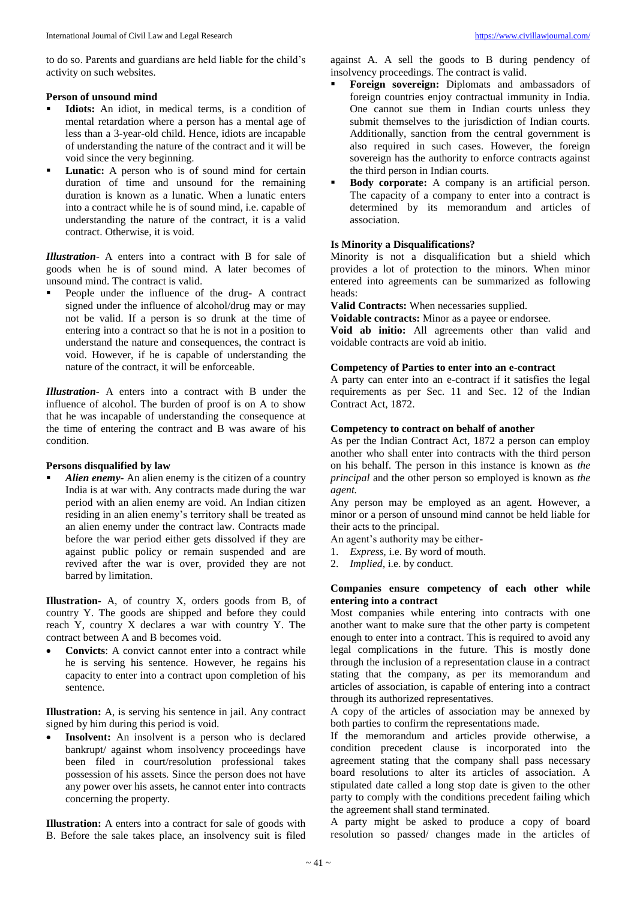to do so. Parents and guardians are held liable for the child's activity on such websites.

**Person of unsound mind**

- **Idiots:** An idiot, in medical terms, is a condition of mental retardation where a person has a mental age of less than a 3-year-old child. Hence, idiots are incapable of understanding the nature of the contract and it will be void since the very beginning.
- **Lunatic:** A person who is of sound mind for certain duration of time and unsound for the remaining duration is known as a lunatic. When a lunatic enters into a contract while he is of sound mind, i.e. capable of understanding the nature of the contract, it is a valid contract. Otherwise, it is void.

***Illustration***- A enters into a contract with B for sale of goods when he is of sound mind. A later becomes of unsound mind. The contract is valid.

- People under the influence of the drug- A contract signed under the influence of alcohol/drug may or may not be valid. If a person is so drunk at the time of entering into a contract so that he is not in a position to understand the nature and consequences, the contract is void. However, if he is capable of understanding the nature of the contract, it will be enforceable.

***Illustration***- A enters into a contract with B under the influence of alcohol. The burden of proof is on A to show that he was incapable of understanding the consequence at the time of entering the contract and B was aware of his condition.

**Persons disqualified by law**

- ***Alien enemy***- An alien enemy is the citizen of a country India is at war with. Any contracts made during the war period with an alien enemy are void. An Indian citizen residing in an alien enemy's territory shall be treated as an alien enemy under the contract law. Contracts made before the war period either gets dissolved if they are against public policy or remain suspended and are revived after the war is over, provided they are not barred by limitation.

**Illustration**- A, of country X, orders goods from B, of country Y. The goods are shipped and before they could reach Y, country X declares a war with country Y. The contract between A and B becomes void.

- **Convicts**: A convict cannot enter into a contract while he is serving his sentence. However, he regains his capacity to enter into a contract upon completion of his sentence.

**Illustration:** A, is serving his sentence in jail. Any contract signed by him during this period is void.

- **Insolvent:** An insolvent is a person who is declared bankrupt/ against whom insolvency proceedings have been filed in court/resolution professional takes possession of his assets. Since the person does not have any power over his assets, he cannot enter into contracts concerning the property.

**Illustration:** A enters into a contract for sale of goods with B. Before the sale takes place, an insolvency suit is filed against A. A sell the goods to B during pendency of insolvency proceedings. The contract is valid.

- **Foreign sovereign:** Diplomats and ambassadors of foreign countries enjoy contractual immunity in India. One cannot sue them in Indian courts unless they submit themselves to the jurisdiction of Indian courts. Additionally, sanction from the central government is also required in such cases. However, the foreign sovereign has the authority to enforce contracts against the third person in Indian courts.
- **Body corporate:** A company is an artificial person. The capacity of a company to enter into a contract is determined by its memorandum and articles of association.

**Is Minority a Disqualifications?**

Minority is not a disqualification but a shield which provides a lot of protection to the minors. When minor entered into agreements can be summarized as following heads:

**Valid Contracts:** When necessaries supplied.

**Voidable contracts:** Minor as a payee or endorsee.

**Void ab initio:** All agreements other than valid and voidable contracts are void ab initio.

**Competency of Parties to enter into an e-contract**

A party can enter into an e-contract if it satisfies the legal requirements as per Sec. 11 and Sec. 12 of the Indian Contract Act, 1872.

**Competency to contract on behalf of another**

As per the Indian Contract Act, 1872 a person can employ another who shall enter into contracts with the third person on his behalf. The person in this instance is known as *the principal* and the other person so employed is known as *the agent.*

Any person may be employed as an agent. However, a minor or a person of unsound mind cannot be held liable for their acts to the principal.

An agent's authority may be either-

1. *Express,* i.e. By word of mouth.
2. *Implied,* i.e. by conduct.

**Companies ensure competency of each other while entering into a contract**

Most companies while entering into contracts with one another want to make sure that the other party is competent enough to enter into a contract. This is required to avoid any legal complications in the future. This is mostly done through the inclusion of a representation clause in a contract stating that the company, as per its memorandum and articles of association, is capable of entering into a contract through its authorized representatives.

A copy of the articles of association may be annexed by both parties to confirm the representations made.

If the memorandum and articles provide otherwise, a condition precedent clause is incorporated into the agreement stating that the company shall pass necessary board resolutions to alter its articles of association. A stipulated date called a long stop date is given to the other party to comply with the conditions precedent failing which the agreement shall stand terminated.

A party might be asked to produce a copy of board resolution so passed/ changes made in the articles of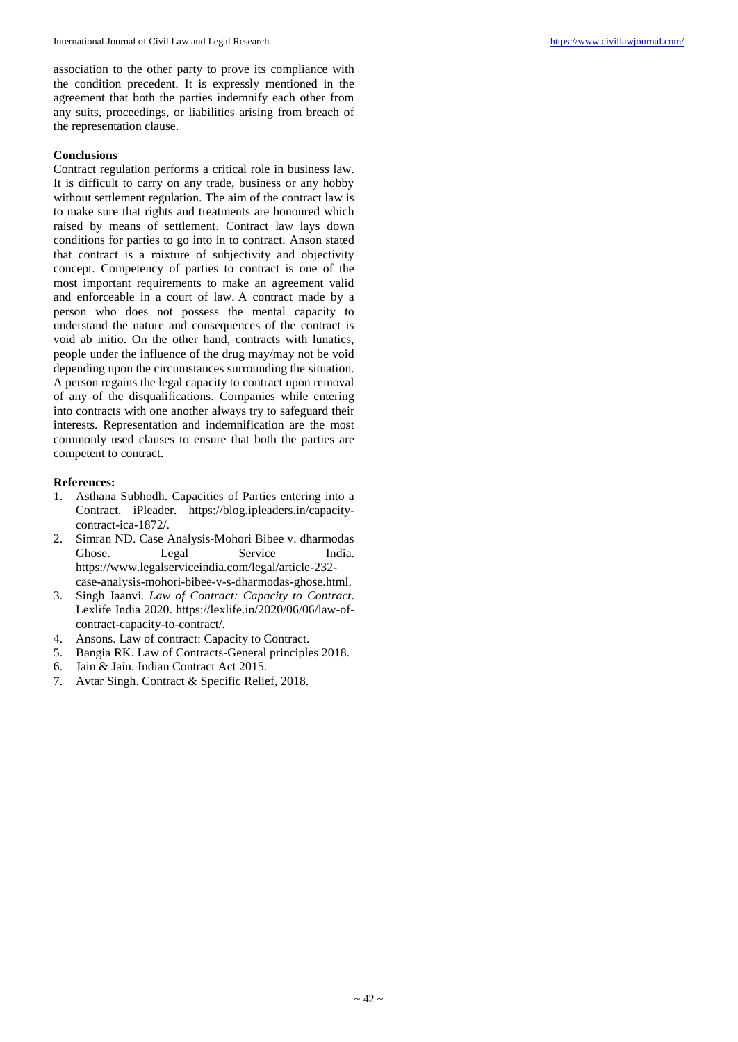association to the other party to prove its compliance with the condition precedent. It is expressly mentioned in the agreement that both the parties indemnify each other from any suits, proceedings, or liabilities arising from breach of the representation clause.

**Conclusions**

Contract regulation performs a critical role in business law. It is difficult to carry on any trade, business or any hobby without settlement regulation. The aim of the contract law is to make sure that rights and treatments are honoured which raised by means of settlement. Contract law lays down conditions for parties to go into in to contract. Anson stated that contract is a mixture of subjectivity and objectivity concept. Competency of parties to contract is one of the most important requirements to make an agreement valid and enforceable in a court of law. A contract made by a person who does not possess the mental capacity to understand the nature and consequences of the contract is void ab initio. On the other hand, contracts with lunatics, people under the influence of the drug may/may not be void depending upon the circumstances surrounding the situation. A person regains the legal capacity to contract upon removal of any of the disqualifications. Companies while entering into contracts with one another always try to safeguard their interests. Representation and indemnification are the most commonly used clauses to ensure that both the parties are competent to contract.

**References:**

1. Asthana Subhodh. Capacities of Parties entering into a Contract. iPleader. https://blog.ipleaders.in/capacity-contract-ica-1872/.
2. Simran ND. Case Analysis-Mohori Bibee v. dharmodas Ghose. Legal Service India. https://www.legalserviceindia.com/legal/article-232-case-analysis-mohori-bibee-v-s-dharmodas-ghose.html.
3. Singh Jaanvi. *Law of Contract: Capacity to Contract*. Lexlife India 2020. https://lexlife.in/2020/06/06/law-of-contract-capacity-to-contract/.
4. Ansons. Law of contract: Capacity to Contract.
5. Bangia RK. Law of Contracts-General principles 2018.
6. Jain & Jain. Indian Contract Act 2015.
7. Avtar Singh. Contract & Specific Relief, 2018.